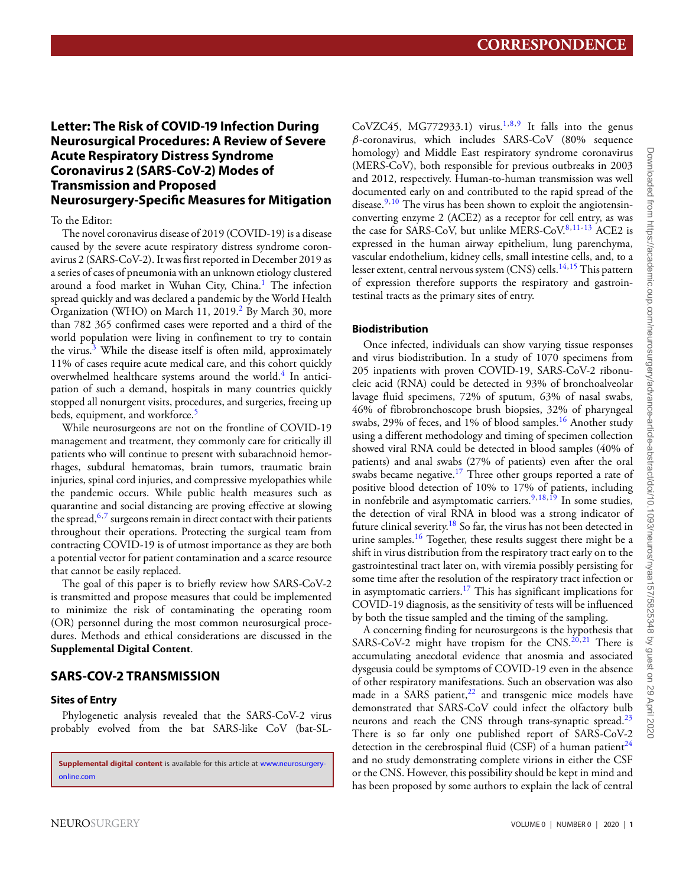# Letter: The Risk of COVID-19 Infection During Neurosurgical Procedures: A Review of Severe Acute Respiratory Distress Syndrome Coronavirus 2 (SARS-CoV-2) Modes of Transmission and Proposed Neurosurgery-Specific Measures for Mitigation

To the Editor:

The novel coronavirus disease of 2019 (COVID-19) is a disease caused by the severe acute respiratory distress syndrome coronavirus 2 (SARS-CoV-2). It was first reported in December 2019 as a series of cases of pneumonia with an unknown etiology clustered around a food market in Wuhan City, China.[1] The infection spread quickly and was declared a pandemic by the World Health Organization (WHO) on March 11, 2019.[2] By March 30, more than 782 365 confirmed cases were reported and a third of the world population were living in confinement to try to contain the virus.[3] While the disease itself is often mild, approximately 11% of cases require acute medical care, and this cohort quickly overwhelmed healthcare systems around the world.[4] In anticipation of such a demand, hospitals in many countries quickly stopped all nonurgent visits, procedures, and surgeries, freeing up beds, equipment, and workforce.[5]

While neurosurgeons are not on the frontline of COVID-19 management and treatment, they commonly care for critically ill patients who will continue to present with subarachnoid hemorrhages, subdural hematomas, brain tumors, traumatic brain injuries, spinal cord injuries, and compressive myelopathies while the pandemic occurs. While public health measures such as quarantine and social distancing are proving effective at slowing the spread,[6,7] surgeons remain in direct contact with their patients throughout their operations. Protecting the surgical team from contracting COVID-19 is of utmost importance as they are both a potential vector for patient contamination and a scarce resource that cannot be easily replaced.

The goal of this paper is to briefly review how SARS-CoV-2 is transmitted and propose measures that could be implemented to minimize the risk of contaminating the operating room (OR) personnel during the most common neurosurgical procedures. Methods and ethical considerations are discussed in the **Supplemental Digital Content**.

## SARS-COV-2 TRANSMISSION

### Sites of Entry

Phylogenetic analysis revealed that the SARS-CoV-2 virus probably evolved from the bat SARS-like CoV (bat-SL-CoVZC45, MG772933.1) virus.[1,8,9] It falls into the genus $\beta$-coronavirus, which includes SARS-CoV (80% sequence homology) and Middle East respiratory syndrome coronavirus (MERS-CoV), both responsible for previous outbreaks in 2003 and 2012, respectively. Human-to-human transmission was well documented early on and contributed to the rapid spread of the disease.[9,10] The virus has been shown to exploit the angiotensin-converting enzyme 2 (ACE2) as a receptor for cell entry, as was the case for SARS-CoV, but unlike MERS-CoV.[8,11-13] ACE2 is expressed in the human airway epithelium, lung parenchyma, vascular endothelium, kidney cells, small intestine cells, and, to a lesser extent, central nervous system (CNS) cells.[14,15] This pattern of expression therefore supports the respiratory and gastrointestinal tracts as the primary sites of entry.

### Biodistribution

Once infected, individuals can show varying tissue responses and virus biodistribution. In a study of 1070 specimens from 205 inpatients with proven COVID-19, SARS-CoV-2 ribonucleic acid (RNA) could be detected in 93% of bronchoalveolar lavage fluid specimens, 72% of sputum, 63% of nasal swabs, 46% of fibrobronchoscope brush biopsies, 32% of pharyngeal swabs, 29% of feces, and 1% of blood samples.[16] Another study using a different methodology and timing of specimen collection showed viral RNA could be detected in blood samples (40% of patients) and anal swabs (27% of patients) even after the oral swabs became negative.[17] Three other groups reported a rate of positive blood detection of 10% to 17% of patients, including in nonfebrile and asymptomatic carriers.[9,18,19] In some studies, the detection of viral RNA in blood was a strong indicator of future clinical severity.[18] So far, the virus has not been detected in urine samples.[16] Together, these results suggest there might be a shift in virus distribution from the respiratory tract early on to the gastrointestinal tract later on, with viremia possibly persisting for some time after the resolution of the respiratory tract infection or in asymptomatic carriers.[17] This has significant implications for COVID-19 diagnosis, as the sensitivity of tests will be influenced by both the tissue sampled and the timing of the sampling.

A concerning finding for neurosurgeons is the hypothesis that SARS-CoV-2 might have tropism for the CNS.[20,21] There is accumulating anecdotal evidence that anosmia and associated dysgeusia could be symptoms of COVID-19 even in the absence of other respiratory manifestations. Such an observation was also made in a SARS patient,[22] and transgenic mice models have demonstrated that SARS-CoV could infect the olfactory bulb neurons and reach the CNS through trans-synaptic spread.[23] There is so far only one published report of SARS-CoV-2 detection in the cerebrospinal fluid (CSF) of a human patient[24] and no study demonstrating complete virions in either the CSF or the CNS. However, this possibility should be kept in mind and has been proposed by some authors to explain the lack of central

**Supplemental digital content** is available for this article at www.neurosurgery-online.com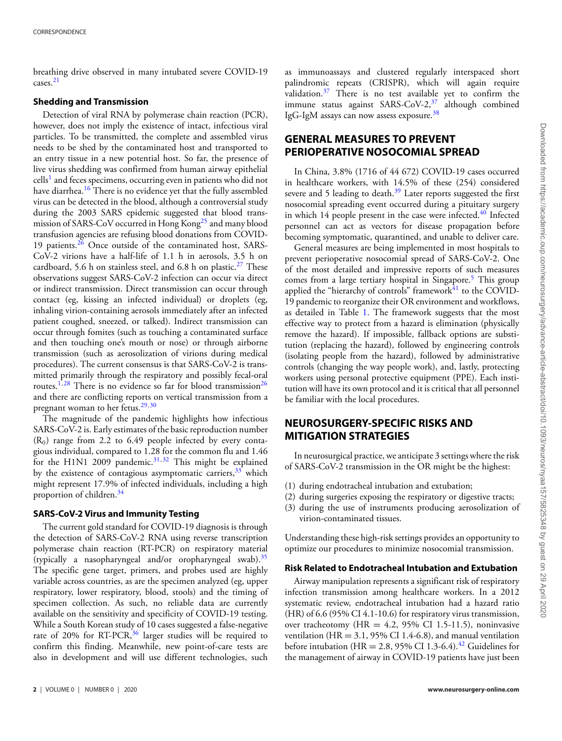breathing drive observed in many intubated severe COVID-19 cases.[21]

### Shedding and Transmission

Detection of viral RNA by polymerase chain reaction (PCR), however, does not imply the existence of intact, infectious viral particles. To be transmitted, the complete and assembled virus needs to be shed by the contaminated host and transported to an entry tissue in a new potential host. So far, the presence of live virus shedding was confirmed from human airway epithelial cells[1] and feces specimens, occurring even in patients who did not have diarrhea.[16] There is no evidence yet that the fully assembled virus can be detected in the blood, although a controversial study during the 2003 SARS epidemic suggested that blood transmission of SARS-CoV occurred in Hong Kong[25] and many blood transfusion agencies are refusing blood donations from COVID-19 patients.[26] Once outside of the contaminated host, SARS-CoV-2 virions have a half-life of 1.1 h in aerosols, 3.5 h on cardboard, 5.6 h on stainless steel, and 6.8 h on plastic.[27] These observations suggest SARS-CoV-2 infection can occur via direct or indirect transmission. Direct transmission can occur through contact (eg, kissing an infected individual) or droplets (eg, inhaling virion-containing aerosols immediately after an infected patient coughed, sneezed, or talked). Indirect transmission can occur through fomites (such as touching a contaminated surface and then touching one's mouth or nose) or through airborne transmission (such as aerosolization of virions during medical procedures). The current consensus is that SARS-CoV-2 is transmitted primarily through the respiratory and possibly fecal-oral routes.[1,28] There is no evidence so far for blood transmission[26] and there are conflicting reports on vertical transmission from a pregnant woman to her fetus.[29,30]

The magnitude of the pandemic highlights how infectious SARS-CoV-2 is. Early estimates of the basic reproduction number ($R_0$) range from 2.2 to 6.49 people infected by every contagious individual, compared to 1.28 for the common flu and 1.46 for the H1N1 2009 pandemic.[31,32] This might be explained by the existence of contagious asymptomatic carriers,[33] which might represent 17.9% of infected individuals, including a high proportion of children.[34]

### SARS-CoV-2 Virus and Immunity Testing

The current gold standard for COVID-19 diagnosis is through the detection of SARS-CoV-2 RNA using reverse transcription polymerase chain reaction (RT-PCR) on respiratory material (typically a nasopharyngeal and/or oropharyngeal swab).[35] The specific gene target, primers, and probes used are highly variable across countries, as are the specimen analyzed (eg, upper respiratory, lower respiratory, blood, stools) and the timing of specimen collection. As such, no reliable data are currently available on the sensitivity and specificity of COVID-19 testing. While a South Korean study of 10 cases suggested a false-negative rate of 20% for RT-PCR,[36] larger studies will be required to confirm this finding. Meanwhile, new point-of-care tests are also in development and will use different technologies, such as immunoassays and clustered regularly interspaced short palindromic repeats (CRISPR), which will again require validation.[37] There is no test available yet to confirm the immune status against SARS-CoV-2,[37] although combined IgG-IgM assays can now assess exposure.[38]

## GENERAL MEASURES TO PREVENT PERIOPERATIVE NOSOCOMIAL SPREAD

In China, 3.8% (1716 of 44 672) COVID-19 cases occurred in healthcare workers, with 14.5% of these (254) considered severe and 5 leading to death.[39] Later reports suggested the first nosocomial spreading event occurred during a pituitary surgery in which 14 people present in the case were infected.[40] Infected personnel can act as vectors for disease propagation before becoming symptomatic, quarantined, and unable to deliver care.

General measures are being implemented in most hospitals to prevent perioperative nosocomial spread of SARS-CoV-2. One of the most detailed and impressive reports of such measures comes from a large tertiary hospital in Singapore.[5] This group applied the "hierarchy of controls" framework[41] to the COVID-19 pandemic to reorganize their OR environment and workflows, as detailed in Table 1. The framework suggests that the most effective way to protect from a hazard is elimination (physically remove the hazard). If impossible, fallback options are substitution (replacing the hazard), followed by engineering controls (isolating people from the hazard), followed by administrative controls (changing the way people work), and, lastly, protecting workers using personal protective equipment (PPE). Each institution will have its own protocol and it is critical that all personnel be familiar with the local procedures.

## NEUROSURGERY-SPECIFIC RISKS AND MITIGATION STRATEGIES

In neurosurgical practice, we anticipate 3 settings where the risk of SARS-CoV-2 transmission in the OR might be the highest:

(1) during endotracheal intubation and extubation;
(2) during surgeries exposing the respiratory or digestive tracts;
(3) during the use of instruments producing aerosolization of virion-contaminated tissues.

Understanding these high-risk settings provides an opportunity to optimize our procedures to minimize nosocomial transmission.

### Risk Related to Endotracheal Intubation and Extubation

Airway manipulation represents a significant risk of respiratory infection transmission among healthcare workers. In a 2012 systematic review, endotracheal intubation had a hazard ratio (HR) of 6.6 (95% CI 4.1-10.6) for respiratory virus transmission, over tracheotomy (HR = 4.2, 95% CI 1.5-11.5), noninvasive ventilation (HR = 3.1, 95% CI 1.4-6.8), and manual ventilation before intubation (HR = 2.8, 95% CI 1.3-6.4).[42] Guidelines for the management of airway in COVID-19 patients have just been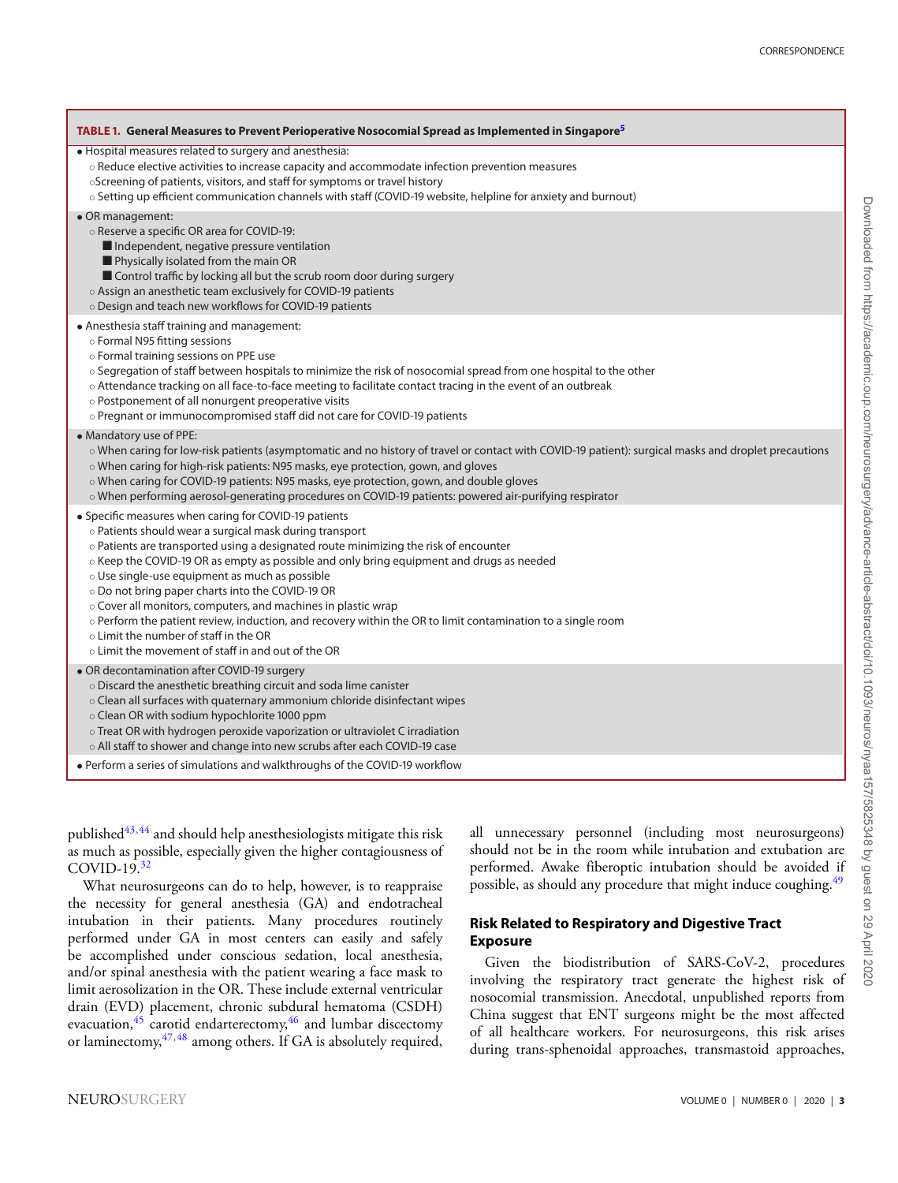**TABLE 1. General Measures to Prevent Perioperative Nosocomial Spread as Implemented in Singapore[5]**

- Hospital measures related to surgery and anesthesia:
  - Reduce elective activities to increase capacity and accommodate infection prevention measures
  - Screening of patients, visitors, and staff for symptoms or travel history
  - Setting up efficient communication channels with staff (COVID-19 website, helpline for anxiety and burnout)
- OR management:
  - Reserve a specific OR area for COVID-19:
    - Independent, negative pressure ventilation
    - Physically isolated from the main OR
    - Control traffic by locking all but the scrub room door during surgery
  - Assign an anesthetic team exclusively for COVID-19 patients
  - Design and teach new workflows for COVID-19 patients
- Anesthesia staff training and management:
  - Formal N95 fitting sessions
  - Formal training sessions on PPE use
  - Segregation of staff between hospitals to minimize the risk of nosocomial spread from one hospital to the other
  - Attendance tracking on all face-to-face meeting to facilitate contact tracing in the event of an outbreak
  - Postponement of all nonurgent preoperative visits
  - Pregnant or immunocompromised staff did not care for COVID-19 patients
- Mandatory use of PPE:
  - When caring for low-risk patients (asymptomatic and no history of travel or contact with COVID-19 patient): surgical masks and droplet precautions
  - When caring for high-risk patients: N95 masks, eye protection, gown, and gloves
  - When caring for COVID-19 patients: N95 masks, eye protection, gown, and double gloves
  - When performing aerosol-generating procedures on COVID-19 patients: powered air-purifying respirator
- Specific measures when caring for COVID-19 patients
  - Patients should wear a surgical mask during transport
  - Patients are transported using a designated route minimizing the risk of encounter
  - Keep the COVID-19 OR as empty as possible and only bring equipment and drugs as needed
  - Use single-use equipment as much as possible
  - Do not bring paper charts into the COVID-19 OR
  - Cover all monitors, computers, and machines in plastic wrap
  - Perform the patient review, induction, and recovery within the OR to limit contamination to a single room
  - Limit the number of staff in the OR
  - Limit the movement of staff in and out of the OR
- OR decontamination after COVID-19 surgery
  - Discard the anesthetic breathing circuit and soda lime canister
  - Clean all surfaces with quaternary ammonium chloride disinfectant wipes
  - Clean OR with sodium hypochlorite 1000 ppm
  - Treat OR with hydrogen peroxide vaporization or ultraviolet C irradiation
  - All staff to shower and change into new scrubs after each COVID-19 case
- Perform a series of simulations and walkthroughs of the COVID-19 workflow

published[43,44] and should help anesthesiologists mitigate this risk as much as possible, especially given the higher contagiousness of COVID-19.[32]

What neurosurgeons can do to help, however, is to reappraise the necessity for general anesthesia (GA) and endotracheal intubation in their patients. Many procedures routinely performed under GA in most centers can easily and safely be accomplished under conscious sedation, local anesthesia, and/or spinal anesthesia with the patient wearing a face mask to limit aerosolization in the OR. These include external ventricular drain (EVD) placement, chronic subdural hematoma (CSDH) evacuation,[45] carotid endarterectomy,[46] and lumbar discectomy or laminectomy,[47,48] among others. If GA is absolutely required, all unnecessary personnel (including most neurosurgeons) should not be in the room while intubation and extubation are performed. Awake fiberoptic intubation should be avoided if possible, as should any procedure that might induce coughing.[49]

### Risk Related to Respiratory and Digestive Tract Exposure

Given the biodistribution of SARS-CoV-2, procedures involving the respiratory tract generate the highest risk of nosocomial transmission. Anecdotal, unpublished reports from China suggest that ENT surgeons might be the most affected of all healthcare workers. For neurosurgeons, this risk arises during trans-sphenoidal approaches, transmastoid approaches,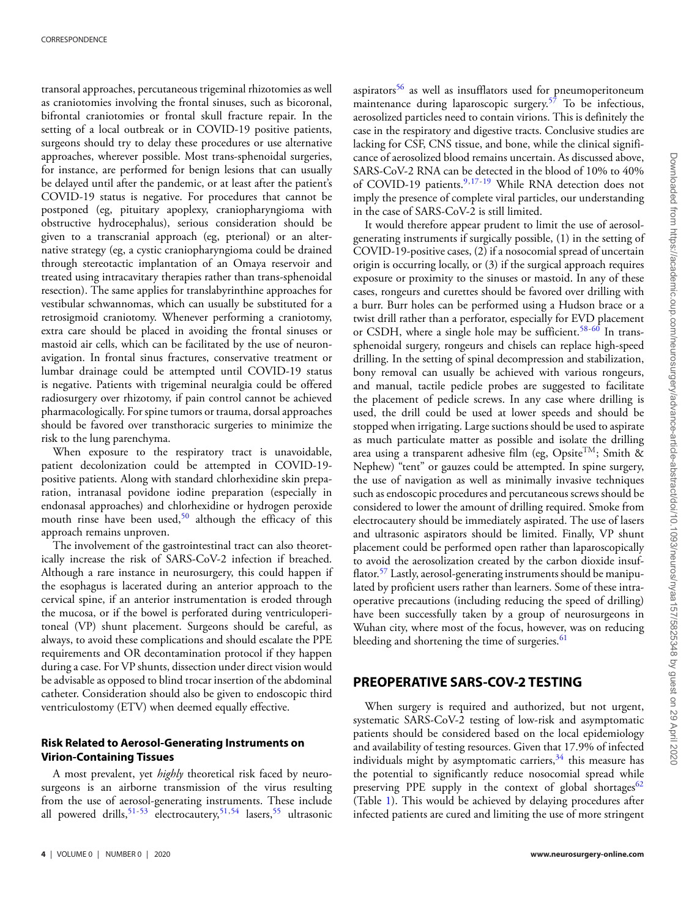transoral approaches, percutaneous trigeminal rhizotomies as well as craniotomies involving the frontal sinuses, such as bicoronal, bifrontal craniotomies or frontal skull fracture repair. In the setting of a local outbreak or in COVID-19 positive patients, surgeons should try to delay these procedures or use alternative approaches, wherever possible. Most trans-sphenoidal surgeries, for instance, are performed for benign lesions that can usually be delayed until after the pandemic, or at least after the patient's COVID-19 status is negative. For procedures that cannot be postponed (eg, pituitary apoplexy, craniopharyngioma with obstructive hydrocephalus), serious consideration should be given to a transcranial approach (eg, pterional) or an alternative strategy (eg, a cystic craniopharyngioma could be drained through stereotactic implantation of an Omaya reservoir and treated using intracavitary therapies rather than trans-sphenoidal resection). The same applies for translabyrinthine approaches for vestibular schwannomas, which can usually be substituted for a retrosigmoid craniotomy. Whenever performing a craniotomy, extra care should be placed in avoiding the frontal sinuses or mastoid air cells, which can be facilitated by the use of neuronavigation. In frontal sinus fractures, conservative treatment or lumbar drainage could be attempted until COVID-19 status is negative. Patients with trigeminal neuralgia could be offered radiosurgery over rhizotomy, if pain control cannot be achieved pharmacologically. For spine tumors or trauma, dorsal approaches should be favored over transthoracic surgeries to minimize the risk to the lung parenchyma.

When exposure to the respiratory tract is unavoidable, patient decolonization could be attempted in COVID-19-positive patients. Along with standard chlorhexidine skin preparation, intranasal povidone iodine preparation (especially in endonasal approaches) and chlorhexidine or hydrogen peroxide mouth rinse have been used,[50] although the efficacy of this approach remains unproven.

The involvement of the gastrointestinal tract can also theoretically increase the risk of SARS-CoV-2 infection if breached. Although a rare instance in neurosurgery, this could happen if the esophagus is lacerated during an anterior approach to the cervical spine, if an anterior instrumentation is eroded through the mucosa, or if the bowel is perforated during ventriculoperitoneal (VP) shunt placement. Surgeons should be careful, as always, to avoid these complications and should escalate the PPE requirements and OR decontamination protocol if they happen during a case. For VP shunts, dissection under direct vision would be advisable as opposed to blind trocar insertion of the abdominal catheter. Consideration should also be given to endoscopic third ventriculostomy (ETV) when deemed equally effective.

### Risk Related to Aerosol-Generating Instruments on Virion-Containing Tissues

A most prevalent, yet *highly* theoretical risk faced by neurosurgeons is an airborne transmission of the virus resulting from the use of aerosol-generating instruments. These include all powered drills,[51-53] electrocautery,[51,54] lasers,[55] ultrasonic aspirators[56] as well as insufflators used for pneumoperitoneum maintenance during laparoscopic surgery.[57] To be infectious, aerosolized particles need to contain virions. This is definitely the case in the respiratory and digestive tracts. Conclusive studies are lacking for CSF, CNS tissue, and bone, while the clinical significance of aerosolized blood remains uncertain. As discussed above, SARS-CoV-2 RNA can be detected in the blood of 10% to 40% of COVID-19 patients.[9,17-19] While RNA detection does not imply the presence of complete viral particles, our understanding in the case of SARS-CoV-2 is still limited.

It would therefore appear prudent to limit the use of aerosol-generating instruments if surgically possible, (1) in the setting of COVID-19-positive cases, (2) if a nosocomial spread of uncertain origin is occurring locally, or (3) if the surgical approach requires exposure or proximity to the sinuses or mastoid. In any of these cases, rongeurs and curettes should be favored over drilling with a burr. Burr holes can be performed using a Hudson brace or a twist drill rather than a perforator, especially for EVD placement or CSDH, where a single hole may be sufficient.[58-60] In trans-sphenoidal surgery, rongeurs and chisels can replace high-speed drilling. In the setting of spinal decompression and stabilization, bony removal can usually be achieved with various rongeurs, and manual, tactile pedicle probes are suggested to facilitate the placement of pedicle screws. In any case where drilling is used, the drill could be used at lower speeds and should be stopped when irrigating. Large suctions should be used to aspirate as much particulate matter as possible and isolate the drilling area using a transparent adhesive film (eg, Opsite™; Smith & Nephew) "tent" or gauzes could be attempted. In spine surgery, the use of navigation as well as minimally invasive techniques such as endoscopic procedures and percutaneous screws should be considered to lower the amount of drilling required. Smoke from electrocautery should be immediately aspirated. The use of lasers and ultrasonic aspirators should be limited. Finally, VP shunt placement could be performed open rather than laparoscopically to avoid the aerosolization created by the carbon dioxide insufflator.[57] Lastly, aerosol-generating instruments should be manipulated by proficient users rather than learners. Some of these intraoperative precautions (including reducing the speed of drilling) have been successfully taken by a group of neurosurgeons in Wuhan city, where most of the focus, however, was on reducing bleeding and shortening the time of surgeries.[61]

## PREOPERATIVE SARS-COV-2 TESTING

When surgery is required and authorized, but not urgent, systematic SARS-CoV-2 testing of low-risk and asymptomatic patients should be considered based on the local epidemiology and availability of testing resources. Given that 17.9% of infected individuals might by asymptomatic carriers,[34] this measure has the potential to significantly reduce nosocomial spread while preserving PPE supply in the context of global shortages[62] (Table 1). This would be achieved by delaying procedures after infected patients are cured and limiting the use of more stringent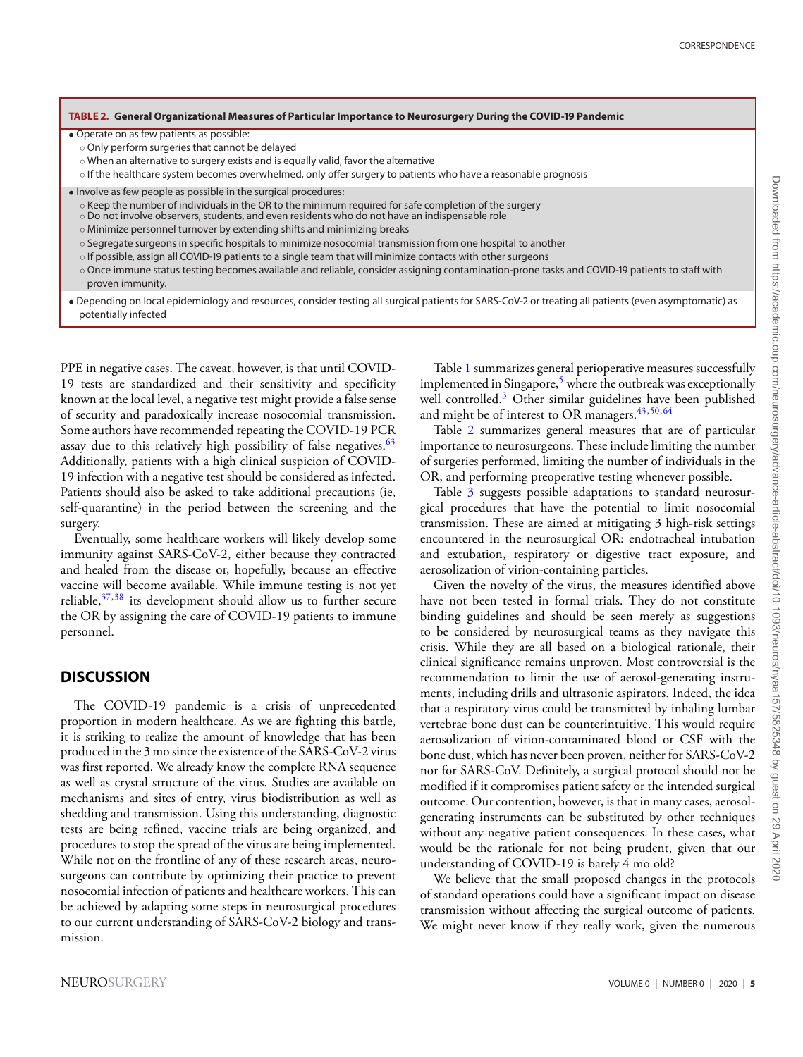**TABLE 2. General Organizational Measures of Particular Importance to Neurosurgery During the COVID-19 Pandemic**

- Operate on as few patients as possible:
  - Only perform surgeries that cannot be delayed
  - When an alternative to surgery exists and is equally valid, favor the alternative
  - If the healthcare system becomes overwhelmed, only offer surgery to patients who have a reasonable prognosis
- Involve as few people as possible in the surgical procedures:
  - Keep the number of individuals in the OR to the minimum required for safe completion of the surgery
  - Do not involve observers, students, and even residents who do not have an indispensable role
  - Minimize personnel turnover by extending shifts and minimizing breaks
  - Segregate surgeons in specific hospitals to minimize nosocomial transmission from one hospital to another
  - If possible, assign all COVID-19 patients to a single team that will minimize contacts with other surgeons
  - Once immune status testing becomes available and reliable, consider assigning contamination-prone tasks and COVID-19 patients to staff with proven immunity.
- Depending on local epidemiology and resources, consider testing all surgical patients for SARS-CoV-2 or treating all patients (even asymptomatic) as potentially infected

PPE in negative cases. The caveat, however, is that until COVID-19 tests are standardized and their sensitivity and specificity known at the local level, a negative test might provide a false sense of security and paradoxically increase nosocomial transmission. Some authors have recommended repeating the COVID-19 PCR assay due to this relatively high possibility of false negatives.[63] Additionally, patients with a high clinical suspicion of COVID-19 infection with a negative test should be considered as infected. Patients should also be asked to take additional precautions (ie, self-quarantine) in the period between the screening and the surgery.

Eventually, some healthcare workers will likely develop some immunity against SARS-CoV-2, either because they contracted and healed from the disease or, hopefully, because an effective vaccine will become available. While immune testing is not yet reliable,[37,38] its development should allow us to further secure the OR by assigning the care of COVID-19 patients to immune personnel.

## DISCUSSION

The COVID-19 pandemic is a crisis of unprecedented proportion in modern healthcare. As we are fighting this battle, it is striking to realize the amount of knowledge that has been produced in the 3 mo since the existence of the SARS-CoV-2 virus was first reported. We already know the complete RNA sequence as well as crystal structure of the virus. Studies are available on mechanisms and sites of entry, virus biodistribution as well as shedding and transmission. Using this understanding, diagnostic tests are being refined, vaccine trials are being organized, and procedures to stop the spread of the virus are being implemented. While not on the frontline of any of these research areas, neurosurgeons can contribute by optimizing their practice to prevent nosocomial infection of patients and healthcare workers. This can be achieved by adapting some steps in neurosurgical procedures to our current understanding of SARS-CoV-2 biology and transmission.

Table 1 summarizes general perioperative measures successfully implemented in Singapore,[5] where the outbreak was exceptionally well controlled.[3] Other similar guidelines have been published and might be of interest to OR managers.[43,50,64]

Table 2 summarizes general measures that are of particular importance to neurosurgeons. These include limiting the number of surgeries performed, limiting the number of individuals in the OR, and performing preoperative testing whenever possible.

Table 3 suggests possible adaptations to standard neurosurgical procedures that have the potential to limit nosocomial transmission. These are aimed at mitigating 3 high-risk settings encountered in the neurosurgical OR: endotracheal intubation and extubation, respiratory or digestive tract exposure, and aerosolization of virion-containing particles.

Given the novelty of the virus, the measures identified above have not been tested in formal trials. They do not constitute binding guidelines and should be seen merely as suggestions to be considered by neurosurgical teams as they navigate this crisis. While they are all based on a biological rationale, their clinical significance remains unproven. Most controversial is the recommendation to limit the use of aerosol-generating instruments, including drills and ultrasonic aspirators. Indeed, the idea that a respiratory virus could be transmitted by inhaling lumbar vertebrae bone dust can be counterintuitive. This would require aerosolization of virion-contaminated blood or CSF with the bone dust, which has never been proven, neither for SARS-CoV-2 nor for SARS-CoV. Definitely, a surgical protocol should not be modified if it compromises patient safety or the intended surgical outcome. Our contention, however, is that in many cases, aerosol-generating instruments can be substituted by other techniques without any negative patient consequences. In these cases, what would be the rationale for not being prudent, given that our understanding of COVID-19 is barely 4 mo old?

We believe that the small proposed changes in the protocols of standard operations could have a significant impact on disease transmission without affecting the surgical outcome of patients. We might never know if they really work, given the numerous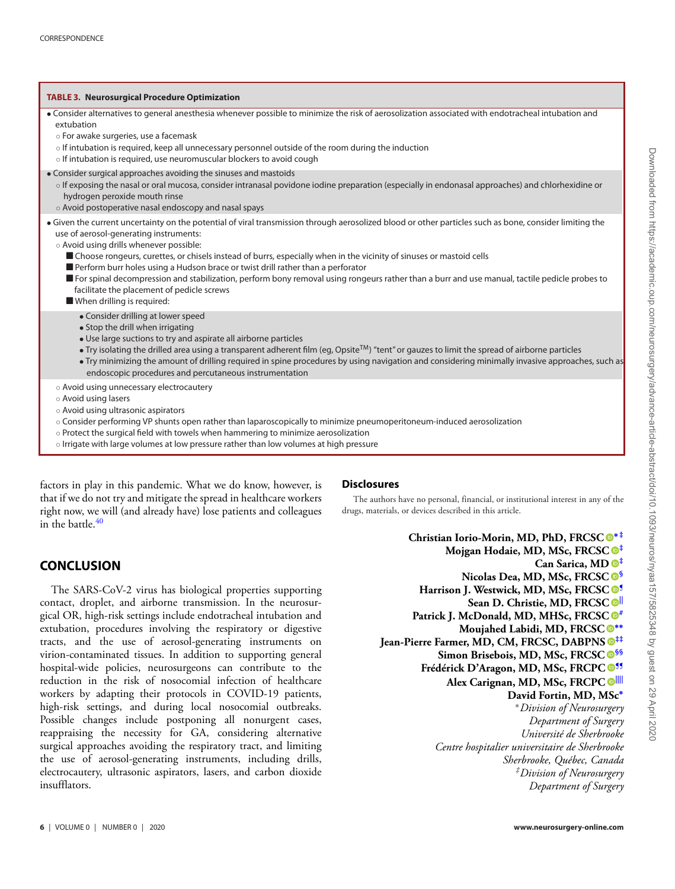**TABLE 3. Neurosurgical Procedure Optimization**

- Consider alternatives to general anesthesia whenever possible to minimize the risk of aerosolization associated with endotracheal intubation and extubation
  - For awake surgeries, use a facemask
  - If intubation is required, keep all unnecessary personnel outside of the room during the induction
  - If intubation is required, use neuromuscular blockers to avoid cough
- Consider surgical approaches avoiding the sinuses and mastoids
  - If exposing the nasal or oral mucosa, consider intranasal povidone iodine preparation (especially in endonasal approaches) and chlorhexidine or hydrogen peroxide mouth rinse
  - Avoid postoperative nasal endoscopy and nasal spays
- Given the current uncertainty on the potential of viral transmission through aerosolized blood or other particles such as bone, consider limiting the use of aerosol-generating instruments:
  - Avoid using drills whenever possible:
    - Choose rongeurs, curettes, or chisels instead of burrs, especially when in the vicinity of sinuses or mastoid cells
    - Perform burr holes using a Hudson brace or twist drill rather than a perforator
    - For spinal decompression and stabilization, perform bony removal using rongeurs rather than a burr and use manual, tactile pedicle probes to facilitate the placement of pedicle screws
    - When drilling is required:
      - Consider drilling at lower speed
      - Stop the drill when irrigating
      - Use large suctions to try and aspirate all airborne particles
      - Try isolating the drilled area using a transparent adherent film (eg, Opsite™) "tent" or gauzes to limit the spread of airborne particles
      - Try minimizing the amount of drilling required in spine procedures by using navigation and considering minimally invasive approaches, such as endoscopic procedures and percutaneous instrumentation
  - Avoid using unnecessary electrocautery
  - Avoid using lasers
  - Avoid using ultrasonic aspirators
  - Consider performing VP shunts open rather than laparoscopically to minimize pneumoperitoneum-induced aerosolization
  - Protect the surgical field with towels when hammering to minimize aerosolization
  - Irrigate with large volumes at low pressure rather than low volumes at high pressure

factors in play in this pandemic. What we do know, however, is that if we do not try and mitigate the spread in healthcare workers right now, we will (and already have) lose patients and colleagues in the battle.[40]

## CONCLUSION

The SARS-CoV-2 virus has biological properties supporting contact, droplet, and airborne transmission. In the neurosurgical OR, high-risk settings include endotracheal intubation and extubation, procedures involving the respiratory or digestive tracts, and the use of aerosol-generating instruments on virion-contaminated tissues. In addition to supporting general hospital-wide policies, neurosurgeons can contribute to the reduction in the risk of nosocomial infection of healthcare workers by adapting their protocols in COVID-19 patients, high-risk settings, and during local nosocomial outbreaks. Possible changes include postponing all nonurgent cases, reappraising the necessity for GA, considering alternative surgical approaches avoiding the respiratory tract, and limiting the use of aerosol-generating instruments, including drills, electrocautery, ultrasonic aspirators, lasers, and carbon dioxide insufflators.

## Disclosures

The authors have no personal, financial, or institutional interest in any of the drugs, materials, or devices described in this article.

**Christian Iorio-Morin, MD, PhD, FRCSC**[*,‡]
**Mojgan Hodaie, MD, MSc, FRCSC**[‡]
**Can Sarica, MD**[‡]
**Nicolas Dea, MD, MSc, FRCSC**[§]
**Harrison J. Westwick, MD, MSc, FRCSC**[¶]
**Sean D. Christie, MD, FRCSC**[||]
**Patrick J. McDonald, MD, MHSc, FRCSC**[#]
**Moujahed Labidi, MD, FRCSC**[**]
**Jean-Pierre Farmer, MD, CM, FRCSC, DABPNS**[‡‡]
**Simon Brisebois, MD, MSc, FRCSC**[§§]
**Frédérick D'Aragon, MD, MSc, FRCPC**[¶¶]
**Alex Carignan, MD, MSc, FRCPC**[||||]
**David Fortin, MD, MSc**[*]

[*]*Division of Neurosurgery*
*Department of Surgery*
*Université de Sherbrooke*
*Centre hospitalier universitaire de Sherbrooke*
*Sherbrooke, Québec, Canada*
[‡]*Division of Neurosurgery*
*Department of Surgery*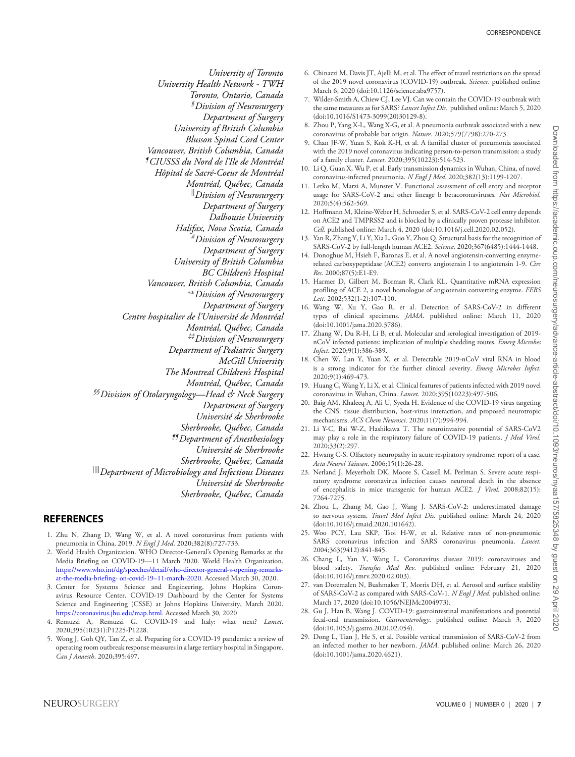University of Toronto
University Health Network - TWH
Toronto, Ontario, Canada
[§]Division of Neurosurgery
Department of Surgery
University of British Columbia
Blusson Spinal Cord Center
Vancouver, British Columbia, Canada
[¶]CIUSSS du Nord de l'Île de Montréal
Hôpital de Sacré-Coeur de Montréal
Montréal, Québec, Canada
[‖]Division of Neurosurgery
Department of Surgery
Dalhousie University
Halifax, Nova Scotia, Canada
[#]Division of Neurosurgery
Department of Surgery
University of British Columbia
BC Children's Hospital
Vancouver, British Columbia, Canada
[**]Division of Neurosurgery
Department of Surgery
Centre hospitalier de l'Université de Montréal
Montréal, Québec, Canada
[‡‡]Division of Neurosurgery
Department of Pediatric Surgery
McGill University
The Montreal Children's Hospital
Montréal, Québec, Canada
[§§]Division of Otolaryngology—Head & Neck Surgery
Department of Surgery
Université de Sherbrooke
Sherbrooke, Québec, Canada
[¶¶]Department of Anesthesiology
Université de Sherbrooke
Sherbrooke, Québec, Canada
[‖‖]Department of Microbiology and Infectious Diseases
Université de Sherbrooke
Sherbrooke, Québec, Canada

## REFERENCES

1. Zhu N, Zhang D, Wang W, et al. A novel coronavirus from patients with pneumonia in China, 2019. *N Engl J Med*. 2020;382(8):727-733.
2. World Health Organization. WHO Director-General's Opening Remarks at the Media Briefing on COVID-19—11 March 2020. World Health Organization. https://www.who.int/dg/speeches/detail/who-director-general-s-opening-remarks-at-the-media-briefing- on-covid-19–11-march-2020. Accessed March 30, 2020.
3. Center for Systems Science and Engineering, Johns Hopkins Coronavirus Resource Center. COVID-19 Dashboard by the Center for Systems Science and Engineering (CSSE) at Johns Hopkins University, March 2020. https://coronavirus.jhu.edu/map.html. Accessed March 30, 2020
4. Remuzzi A, Remuzzi G. COVID-19 and Italy: what next? *Lancet*. 2020;395(10231):P1225-P1228.
5. Wong J, Goh QY, Tan Z, et al. Preparing for a COVID-19 pandemic: a review of operating room outbreak response measures in a large tertiary hospital in Singapore. *Can J Anaesth*. 2020;395:497.
6. Chinazzi M, Davis JT, Ajelli M, et al. The effect of travel restrictions on the spread of the 2019 novel coronavirus (COVID-19) outbreak. *Science*. published online: March 6, 2020 (doi:10.1126/science.aba9757).
7. Wilder-Smith A, Chiew CJ, Lee VJ. Can we contain the COVID-19 outbreak with the same measures as for SARS? *Lancet Infect Dis*. published online: March 5, 2020 (doi:10.1016/S1473-3099(20)30129-8).
8. Zhou P, Yang X-L, Wang X-G, et al. A pneumonia outbreak associated with a new coronavirus of probable bat origin. *Nature*. 2020;579(7798):270-273.
9. Chan JF-W, Yuan S, Kok K-H, et al. A familial cluster of pneumonia associated with the 2019 novel coronavirus indicating person-to-person transmission: a study of a family cluster. *Lancet*. 2020;395(10223):514-523.
10. Li Q, Guan X, Wu P, et al. Early transmission dynamics in Wuhan, China, of novel coronavirus-infected pneumonia. *N Engl J Med*. 2020;382(13):1199-1207.
11. Letko M, Marzi A, Munster V. Functional assessment of cell entry and receptor usage for SARS-CoV-2 and other lineage b betacoronaviruses. *Nat Microbiol*. 2020;5(4):562-569.
12. Hoffmann M, Kleine-Weber H, Schroeder S, et al. SARS-CoV-2 cell entry depends on ACE2 and TMPRSS2 and is blocked by a clinically proven protease inhibitor. *Cell*. published online: March 4, 2020 (doi:10.1016/j.cell.2020.02.052).
13. Yan R, Zhang Y, Li Y, Xia L, Guo Y, Zhou Q. Structural basis for the recognition of SARS-CoV-2 by full-length human ACE2. *Science*. 2020;367(6485):1444-1448.
14. Donoghue M, Hsieh F, Baronas E, et al. A novel angiotensin-converting enzyme-related carboxypeptidase (ACE2) converts angiotensin I to angiotensin 1-9. *Circ Res*. 2000;87(5):E1-E9.
15. Harmer D, Gilbert M, Borman R, Clark KL. Quantitative mRNA expression profiling of ACE 2, a novel homologue of angiotensin converting enzyme. *FEBS Lett*. 2002;532(1-2):107-110.
16. Wang W, Xu Y, Gao R, et al. Detection of SARS-CoV-2 in different types of clinical specimens. *JAMA*. published online: March 11, 2020 (doi:10.1001/jama.2020.3786).
17. Zhang W, Du R-H, Li B, et al. Molecular and serological investigation of 2019-nCoV infected patients: implication of multiple shedding routes. *Emerg Microbes Infect*. 2020;9(1):386-389.
18. Chen W, Lan Y, Yuan X, et al. Detectable 2019-nCoV viral RNA in blood is a strong indicator for the further clinical severity. *Emerg Microbes Infect*. 2020;9(1):469-473.
19. Huang C, Wang Y, Li X, et al. Clinical features of patients infected with 2019 novel coronavirus in Wuhan, China. *Lancet*. 2020;395(10223):497-506.
20. Baig AM, Khaleeq A, Ali U, Syeda H. Evidence of the COVID-19 virus targeting the CNS: tissue distribution, host-virus interaction, and proposed neurotropic mechanisms. *ACS Chem Neurosci*. 2020;11(7):994-994.
21. Li Y-C, Bai W-Z, Hashikawa T. The neuroinvasive potential of SARS-CoV2 may play a role in the respiratory failure of COVID-19 patients. *J Med Virol*. 2020;33(2):297.
22. Hwang C-S. Olfactory neuropathy in acute respiratory syndrome: report of a case. *Acta Neurol Taiwan*. 2006;15(1):26-28.
23. Netland J, Meyerholz DK, Moore S, Cassell M, Perlman S. Severe acute respiratory syndrome coronavirus infection causes neuronal death in the absence of encephalitis in mice transgenic for human ACE2. *J Virol*. 2008;82(15): 7264-7275.
24. Zhou L, Zhang M, Gao J, Wang J. SARS-CoV-2: underestimated damage to nervous system. *Travel Med Infect Dis*. published online: March 24, 2020 (doi:10.1016/j.tmaid.2020.101642).
25. Woo PCY, Lau SKP, Tsoi H-W, et al. Relative rates of non-pneumonic SARS coronavirus infection and SARS coronavirus pneumonia. *Lancet*. 2004;363(9412):841-845.
26. Chang L, Yan Y, Wang L. Coronavirus disease 2019: coronaviruses and blood safety. *Transfus Med Rev*. published online: February 21, 2020 (doi:10.1016/j.tmrv.2020.02.003).
27. van Doremalen N, Bushmaker T, Morris DH, et al. Aerosol and surface stability of SARS-CoV-2 as compared with SARS-CoV-1. *N Engl J Med*. published online: March 17, 2020 (doi:10.1056/NEJMc2004973).
28. Gu J, Han B, Wang J. COVID-19: gastrointestinal manifestations and potential fecal-oral transmission. *Gastroenterology*. published online: March 3, 2020 (doi:10.1053/j.gastro.2020.02.054).
29. Dong L, Tian J, He S, et al. Possible vertical transmission of SARS-CoV-2 from an infected mother to her newborn. *JAMA*. published online: March 26, 2020 (doi:10.1001/jama.2020.4621).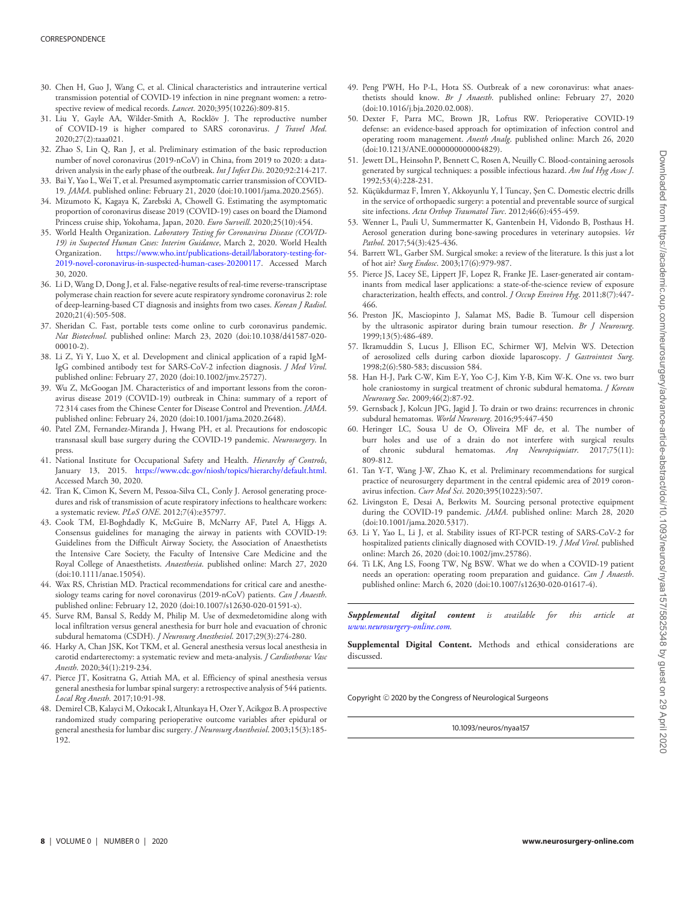30. Chen H, Guo J, Wang C, et al. Clinical characteristics and intrauterine vertical transmission potential of COVID-19 infection in nine pregnant women: a retrospective review of medical records. *Lancet*. 2020;395(10226):809-815.
31. Liu Y, Gayle AA, Wilder-Smith A, Rocklöv J. The reproductive number of COVID-19 is higher compared to SARS coronavirus. *J Travel Med*. 2020;27(2):taaa021.
32. Zhao S, Lin Q, Ran J, et al. Preliminary estimation of the basic reproduction number of novel coronavirus (2019-nCoV) in China, from 2019 to 2020: a data-driven analysis in the early phase of the outbreak. *Int J Infect Dis*. 2020;92:214-217.
33. Bai Y, Yao L, Wei T, et al. Presumed asymptomatic carrier transmission of COVID-19. *JAMA*. published online: February 21, 2020 (doi:10.1001/jama.2020.2565).
34. Mizumoto K, Kagaya K, Zarebski A, Chowell G. Estimating the asymptomatic proportion of coronavirus disease 2019 (COVID-19) cases on board the Diamond Princess cruise ship, Yokohama, Japan, 2020. *Euro Surveill*. 2020;25(10):454.
35. World Health Organization. *Laboratory Testing for Coronavirus Disease (COVID-19) in Suspected Human Cases: Interim Guidance*, March 2, 2020. World Health Organization. https://www.who.int/publications-detail/laboratory-testing-for-2019-novel-coronavirus-in-suspected-human-cases-20200117. Accessed March 30, 2020.
36. Li D, Wang D, Dong J, et al. False-negative results of real-time reverse-transcriptase polymerase chain reaction for severe acute respiratory syndrome coronavirus 2: role of deep-learning-based CT diagnosis and insights from two cases. *Korean J Radiol*. 2020;21(4):505-508.
37. Sheridan C. Fast, portable tests come online to curb coronavirus pandemic. *Nat Biotechnol*. published online: March 23, 2020 (doi:10.1038/d41587-020-00010-2).
38. Li Z, Yi Y, Luo X, et al. Development and clinical application of a rapid IgM-IgG combined antibody test for SARS-CoV-2 infection diagnosis. *J Med Virol*. published online: February 27, 2020 (doi:10.1002/jmv.25727).
39. Wu Z, McGoogan JM. Characteristics of and important lessons from the coronavirus disease 2019 (COVID-19) outbreak in China: summary of a report of 72 314 cases from the Chinese Center for Disease Control and Prevention. *JAMA*. published online: February 24, 2020 (doi:10.1001/jama.2020.2648).
40. Patel ZM, Fernandez-Miranda J, Hwang PH, et al. Precautions for endoscopic transnasal skull base surgery during the COVID-19 pandemic. *Neurosurgery*. In press.
41. National Institute for Occupational Safety and Health. *Hierarchy of Controls*, January 13, 2015. https://www.cdc.gov/niosh/topics/hierarchy/default.html. Accessed March 30, 2020.
42. Tran K, Cimon K, Severn M, Pessoa-Silva CL, Conly J. Aerosol generating procedures and risk of transmission of acute respiratory infections to healthcare workers: a systematic review. *PLoS ONE*. 2012;7(4):e35797.
43. Cook TM, El-Boghdadly K, McGuire B, McNarry AF, Patel A, Higgs A. Consensus guidelines for managing the airway in patients with COVID-19: Guidelines from the Difficult Airway Society, the Association of Anaesthetists the Intensive Care Society, the Faculty of Intensive Care Medicine and the Royal College of Anaesthetists. *Anaesthesia*. published online: March 27, 2020 (doi:10.1111/anae.15054).
44. Wax RS, Christian MD. Practical recommendations for critical care and anesthesiology teams caring for novel coronavirus (2019-nCoV) patients. *Can J Anaesth*. published online: February 12, 2020 (doi:10.1007/s12630-020-01591-x).
45. Surve RM, Bansal S, Reddy M, Philip M. Use of dexmedetomidine along with local infiltration versus general anesthesia for burr hole and evacuation of chronic subdural hematoma (CSDH). *J Neurosurg Anesthesiol*. 2017;29(3):274-280.
46. Harky A, Chan JSK, Kot TKM, et al. General anesthesia versus local anesthesia in carotid endarterectomy: a systematic review and meta-analysis. *J Cardiothorac Vasc Anesth*. 2020;34(1):219-234.
47. Pierce JT, Kositratna G, Attiah MA, et al. Efficiency of spinal anesthesia versus general anesthesia for lumbar spinal surgery: a retrospective analysis of 544 patients. *Local Reg Anesth*. 2017;10:91-98.
48. Demirel CB, Kalayci M, Ozkocak I, Altunkaya H, Ozer Y, Acikgoz B. A prospective randomized study comparing perioperative outcome variables after epidural or general anesthesia for lumbar disc surgery. *J Neurosurg Anesthesiol*. 2003;15(3):185-192.
49. Peng PWH, Ho P-L, Hota SS. Outbreak of a new coronavirus: what anaesthetists should know. *Br J Anaesth*. published online: February 27, 2020 (doi:10.1016/j.bja.2020.02.008).
50. Dexter F, Parra MC, Brown JR, Loftus RW. Perioperative COVID-19 defense: an evidence-based approach for optimization of infection control and operating room management. *Anesth Analg*. published online: March 26, 2020 (doi:10.1213/ANE.0000000000004829).
51. Jewett DL, Heinsohn P, Bennett C, Rosen A, Neuilly C. Blood-containing aerosols generated by surgical techniques: a possible infectious hazard. *Am Ind Hyg Assoc J*. 1992;53(4):228-231.
52. Küçükdurmaz F, İmren Y, Akkoyunlu Y, İ Tuncay, Şen C. Domestic electric drills in the service of orthopaedic surgery: a potential and preventable source of surgical site infections. *Acta Orthop Traumatol Turc*. 2012;46(6):455-459.
53. Wenner L, Pauli U, Summermatter K, Gantenbein H, Vidondo B, Posthaus H. Aerosol generation during bone-sawing procedures in veterinary autopsies. *Vet Pathol*. 2017;54(3):425-436.
54. Barrett WL, Garber SM. Surgical smoke: a review of the literature. Is this just a lot of hot air? *Surg Endosc*. 2003;17(6):979-987.
55. Pierce JS, Lacey SE, Lippert JF, Lopez R, Franke JE. Laser-generated air contaminants from medical laser applications: a state-of-the-science review of exposure characterization, health effects, and control. *J Occup Environ Hyg*. 2011;8(7):447-466.
56. Preston JK, Masciopinto J, Salamat MS, Badie B. Tumour cell dispersion by the ultrasonic aspirator during brain tumour resection. *Br J Neurosurg*. 1999;13(5):486-489.
57. Ikramuddin S, Lucus J, Ellison EC, Schirmer WJ, Melvin WS. Detection of aerosolized cells during carbon dioxide laparoscopy. *J Gastrointest Surg*. 1998;2(6):580-583; discussion 584.
58. Han H-J, Park C-W, Kim E-Y, Yoo C-J, Kim Y-B, Kim W-K. One vs. two burr hole craniostomy in surgical treatment of chronic subdural hematoma. *J Korean Neurosurg Soc*. 2009;46(2):87-92.
59. Gernsback J, Kolcun JPG, Jagid J. To drain or two drains: recurrences in chronic subdural hematomas. *World Neurosurg*. 2016;95:447-450
60. Heringer LC, Sousa U de O, Oliveira MF de, et al. The number of burr holes and use of a drain do not interfere with surgical results of chronic subdural hematomas. *Arq Neuropsiquiatr*. 2017;75(11): 809-812.
61. Tan Y-T, Wang J-W, Zhao K, et al. Preliminary recommendations for surgical practice of neurosurgery department in the central epidemic area of 2019 coronavirus infection. *Curr Med Sci*. 2020;395(10223):507.
62. Livingston E, Desai A, Berkwits M. Sourcing personal protective equipment during the COVID-19 pandemic. *JAMA*. published online: March 28, 2020 (doi:10.1001/jama.2020.5317).
63. Li Y, Yao L, Li J, et al. Stability issues of RT-PCR testing of SARS-CoV-2 for hospitalized patients clinically diagnosed with COVID-19. *J Med Virol*. published online: March 26, 2020 (doi:10.1002/jmv.25786).
64. Ti LK, Ang LS, Foong TW, Ng BSW. What we do when a COVID-19 patient needs an operation: operating room preparation and guidance. *Can J Anaesth*. published online: March 6, 2020 (doi:10.1007/s12630-020-01617-4).

***Supplemental digital content** is available for this article at www.neurosurgery-online.com.*

**Supplemental Digital Content.** Methods and ethical considerations are discussed.

Copyright © 2020 by the Congress of Neurological Surgeons

10.1093/neuros/nyaa157